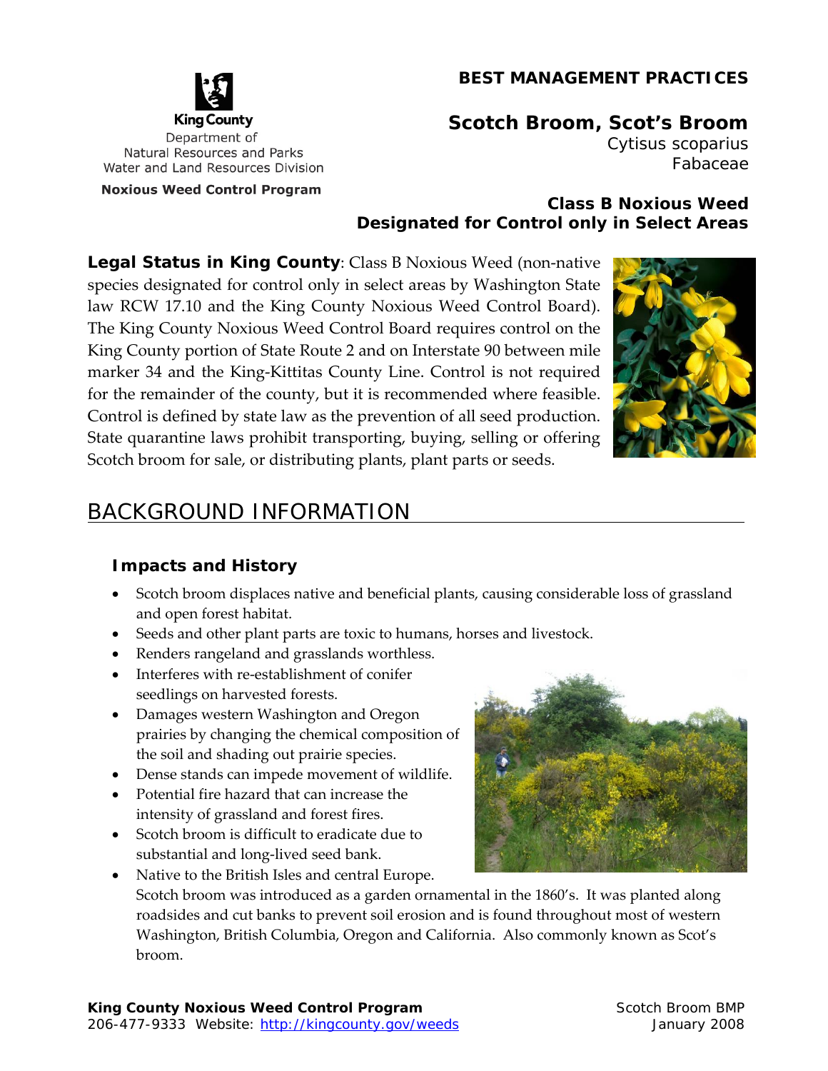King County
Department of
Natural Resources and Parks
Water and Land Resources Division

**Noxious Weed Control Program**

**BEST MANAGEMENT PRACTICES**

# Scotch Broom, Scot's Broom

Cytisus scoparius
Fabaceae

**Class B Noxious Weed**
**Designated for Control only in Select Areas**

**Legal Status in King County**: Class B Noxious Weed (non-native species designated for control only in select areas by Washington State law RCW 17.10 and the King County Noxious Weed Control Board). The King County Noxious Weed Control Board requires control on the King County portion of State Route 2 and on Interstate 90 between mile marker 34 and the King-Kittitas County Line. Control is not required for the remainder of the county, but it is recommended where feasible. Control is defined by state law as the prevention of all seed production. State quarantine laws prohibit transporting, buying, selling or offering Scotch broom for sale, or distributing plants, plant parts or seeds.

## BACKGROUND INFORMATION

### Impacts and History

- Scotch broom displaces native and beneficial plants, causing considerable loss of grassland and open forest habitat.
- Seeds and other plant parts are toxic to humans, horses and livestock.
- Renders rangeland and grasslands worthless.
- Interferes with re-establishment of conifer seedlings on harvested forests.
- Damages western Washington and Oregon prairies by changing the chemical composition of the soil and shading out prairie species.
- Dense stands can impede movement of wildlife.
- Potential fire hazard that can increase the intensity of grassland and forest fires.
- Scotch broom is difficult to eradicate due to substantial and long-lived seed bank.
- Native to the British Isles and central Europe. Scotch broom was introduced as a garden ornamental in the 1860's. It was planted along roadsides and cut banks to prevent soil erosion and is found throughout most of western Washington, British Columbia, Oregon and California. Also commonly known as Scot's broom.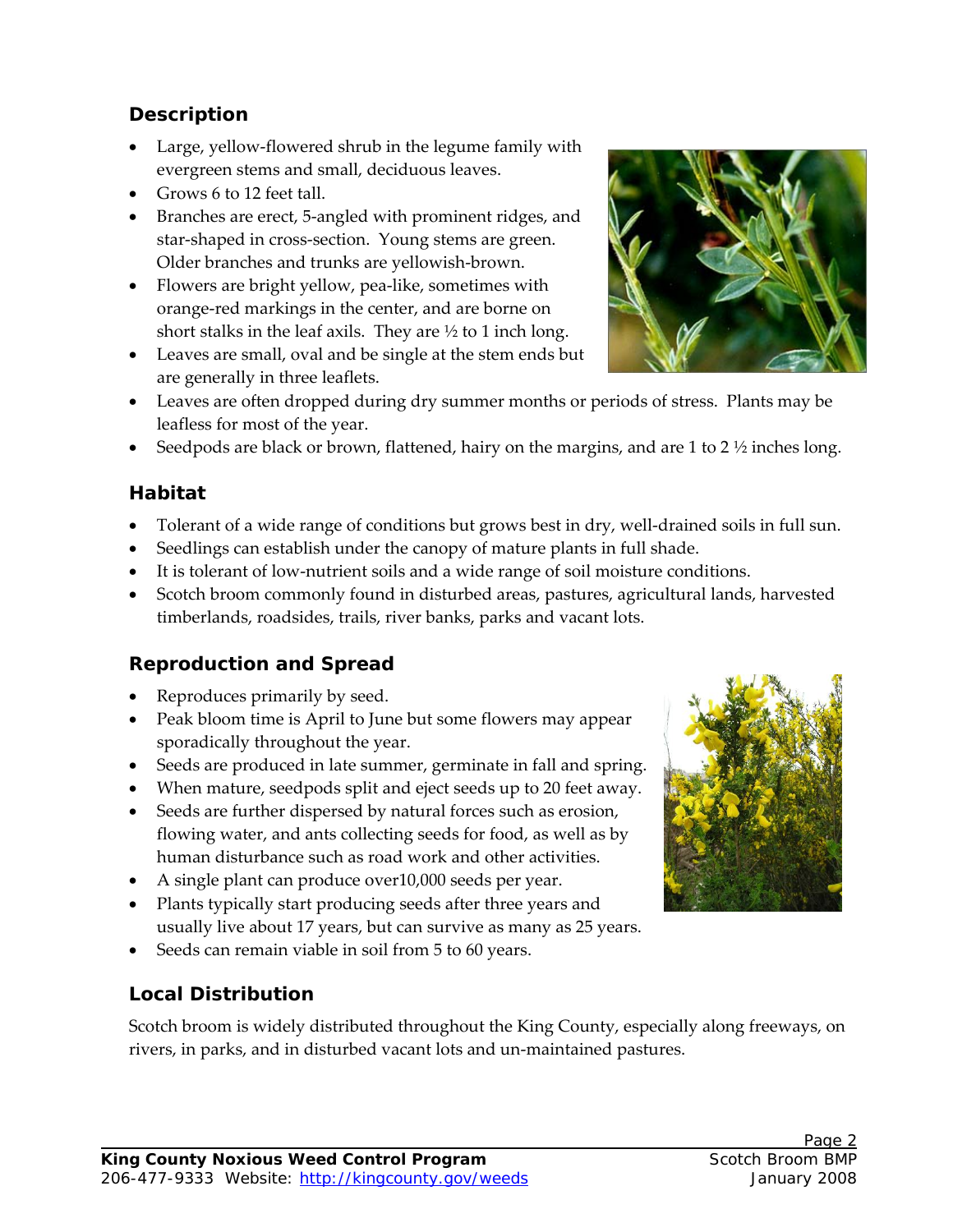## Description

- Large, yellow-flowered shrub in the legume family with evergreen stems and small, deciduous leaves.
- Grows 6 to 12 feet tall.
- Branches are erect, 5-angled with prominent ridges, and star-shaped in cross-section. Young stems are green. Older branches and trunks are yellowish-brown.
- Flowers are bright yellow, pea-like, sometimes with orange-red markings in the center, and are borne on short stalks in the leaf axils. They are ½ to 1 inch long.
- Leaves are small, oval and be single at the stem ends but are generally in three leaflets.
- Leaves are often dropped during dry summer months or periods of stress. Plants may be leafless for most of the year.
- Seedpods are black or brown, flattened, hairy on the margins, and are 1 to 2 ½ inches long.

## Habitat

- Tolerant of a wide range of conditions but grows best in dry, well-drained soils in full sun.
- Seedlings can establish under the canopy of mature plants in full shade.
- It is tolerant of low-nutrient soils and a wide range of soil moisture conditions.
- Scotch broom commonly found in disturbed areas, pastures, agricultural lands, harvested timberlands, roadsides, trails, river banks, parks and vacant lots.

## Reproduction and Spread

- Reproduces primarily by seed.
- Peak bloom time is April to June but some flowers may appear sporadically throughout the year.
- Seeds are produced in late summer, germinate in fall and spring.
- When mature, seedpods split and eject seeds up to 20 feet away.
- Seeds are further dispersed by natural forces such as erosion, flowing water, and ants collecting seeds for food, as well as by human disturbance such as road work and other activities.
- A single plant can produce over10,000 seeds per year.
- Plants typically start producing seeds after three years and usually live about 17 years, but can survive as many as 25 years.
- Seeds can remain viable in soil from 5 to 60 years.

## Local Distribution

Scotch broom is widely distributed throughout the King County, especially along freeways, on rivers, in parks, and in disturbed vacant lots and un-maintained pastures.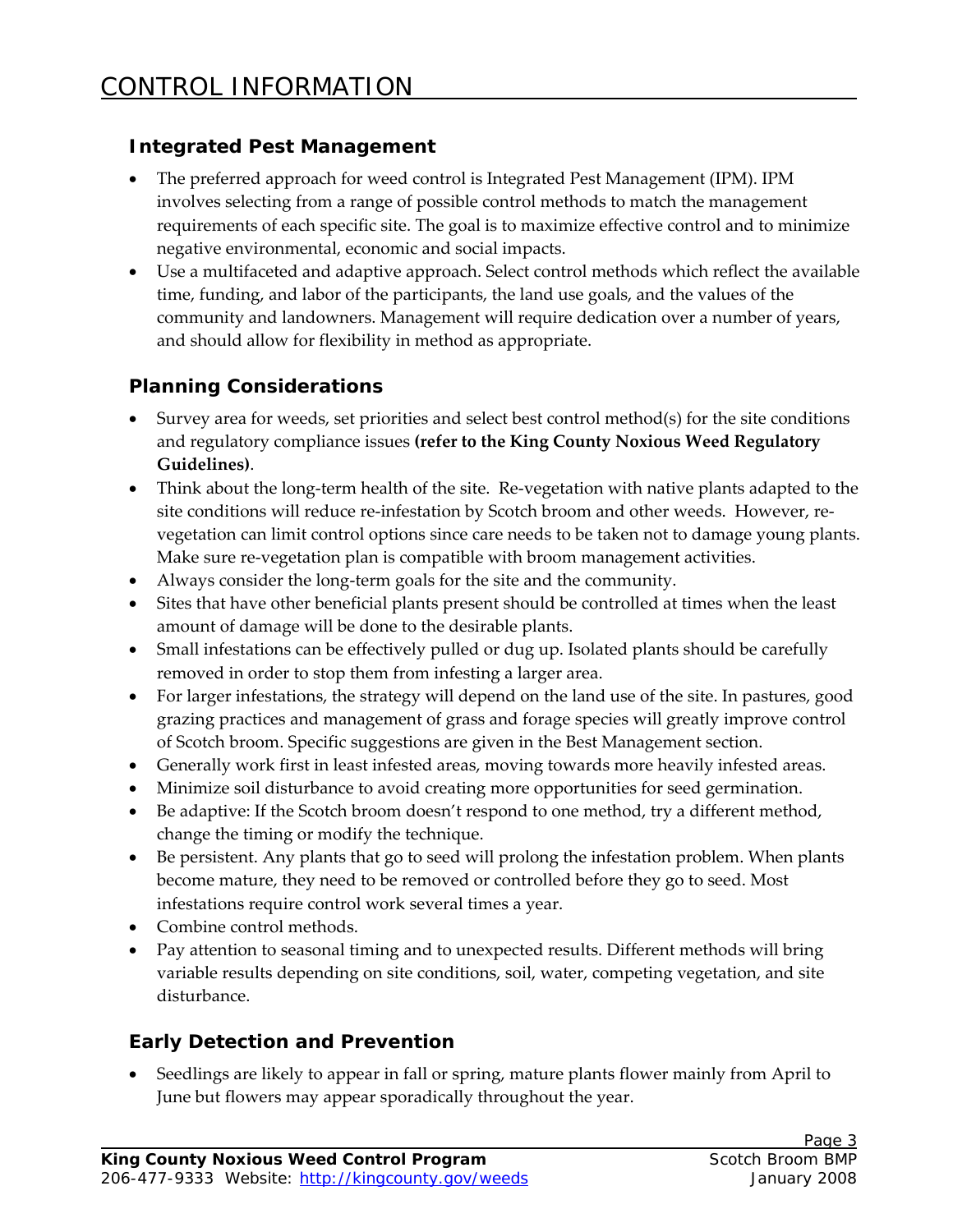# CONTROL INFORMATION

## Integrated Pest Management

- The preferred approach for weed control is Integrated Pest Management (IPM). IPM involves selecting from a range of possible control methods to match the management requirements of each specific site. The goal is to maximize effective control and to minimize negative environmental, economic and social impacts.
- Use a multifaceted and adaptive approach. Select control methods which reflect the available time, funding, and labor of the participants, the land use goals, and the values of the community and landowners. Management will require dedication over a number of years, and should allow for flexibility in method as appropriate.

## Planning Considerations

- Survey area for weeds, set priorities and select best control method(s) for the site conditions and regulatory compliance issues **(refer to the King County Noxious Weed Regulatory Guidelines)**.
- Think about the long-term health of the site. Re-vegetation with native plants adapted to the site conditions will reduce re-infestation by Scotch broom and other weeds. However, re-vegetation can limit control options since care needs to be taken not to damage young plants. Make sure re-vegetation plan is compatible with broom management activities.
- Always consider the long-term goals for the site and the community.
- Sites that have other beneficial plants present should be controlled at times when the least amount of damage will be done to the desirable plants.
- Small infestations can be effectively pulled or dug up. Isolated plants should be carefully removed in order to stop them from infesting a larger area.
- For larger infestations, the strategy will depend on the land use of the site. In pastures, good grazing practices and management of grass and forage species will greatly improve control of Scotch broom. Specific suggestions are given in the Best Management section.
- Generally work first in least infested areas, moving towards more heavily infested areas.
- Minimize soil disturbance to avoid creating more opportunities for seed germination.
- Be adaptive: If the Scotch broom doesn't respond to one method, try a different method, change the timing or modify the technique.
- Be persistent. Any plants that go to seed will prolong the infestation problem. When plants become mature, they need to be removed or controlled before they go to seed. Most infestations require control work several times a year.
- Combine control methods.
- Pay attention to seasonal timing and to unexpected results. Different methods will bring variable results depending on site conditions, soil, water, competing vegetation, and site disturbance.

## Early Detection and Prevention

- Seedlings are likely to appear in fall or spring, mature plants flower mainly from April to June but flowers may appear sporadically throughout the year.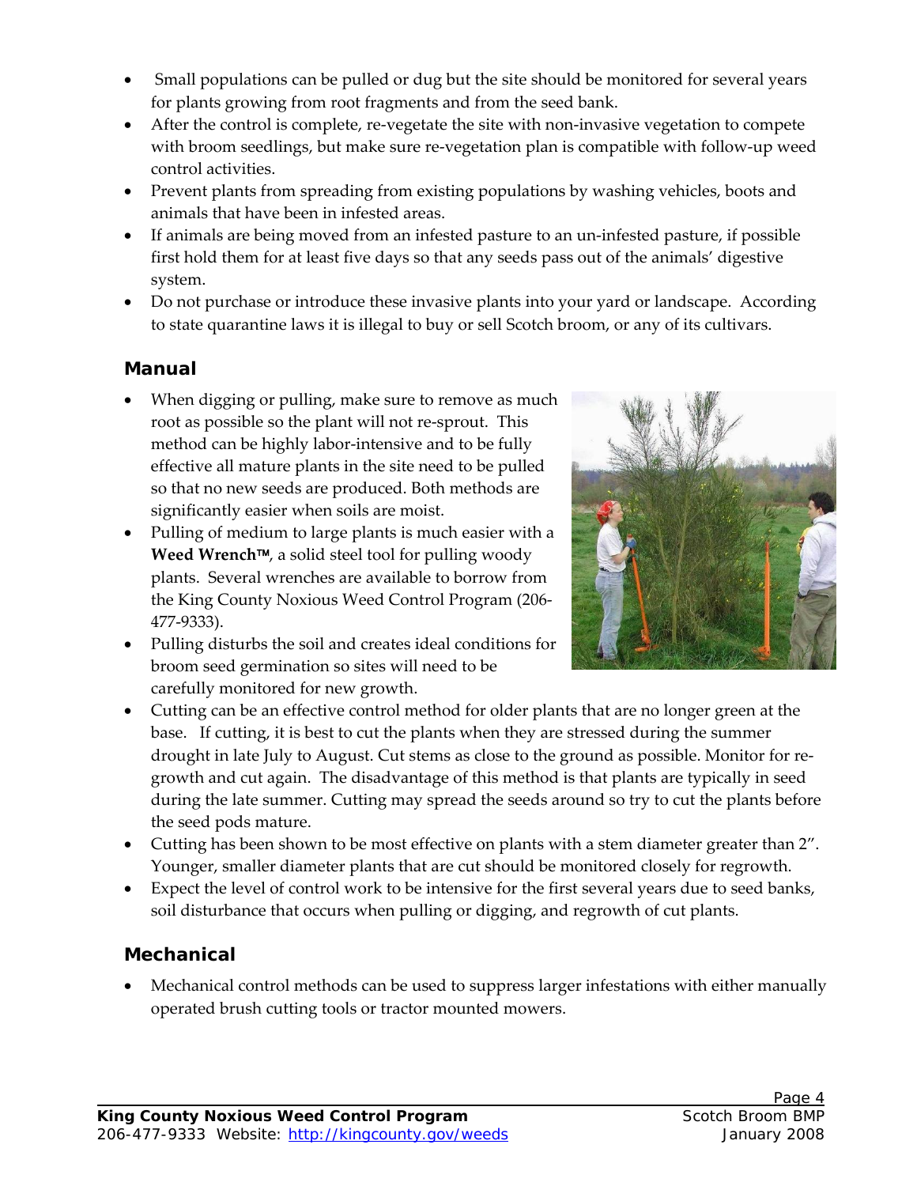- Small populations can be pulled or dug but the site should be monitored for several years for plants growing from root fragments and from the seed bank.
- After the control is complete, re-vegetate the site with non-invasive vegetation to compete with broom seedlings, but make sure re-vegetation plan is compatible with follow-up weed control activities.
- Prevent plants from spreading from existing populations by washing vehicles, boots and animals that have been in infested areas.
- If animals are being moved from an infested pasture to an un-infested pasture, if possible first hold them for at least five days so that any seeds pass out of the animals' digestive system.
- Do not purchase or introduce these invasive plants into your yard or landscape. According to state quarantine laws it is illegal to buy or sell Scotch broom, or any of its cultivars.

## Manual

- When digging or pulling, make sure to remove as much root as possible so the plant will not re-sprout. This method can be highly labor-intensive and to be fully effective all mature plants in the site need to be pulled so that no new seeds are produced. Both methods are significantly easier when soils are moist.
- Pulling of medium to large plants is much easier with a **Weed Wrench™**, a solid steel tool for pulling woody plants. Several wrenches are available to borrow from the King County Noxious Weed Control Program (206-477-9333).
- Pulling disturbs the soil and creates ideal conditions for broom seed germination so sites will need to be carefully monitored for new growth.
- Cutting can be an effective control method for older plants that are no longer green at the base. If cutting, it is best to cut the plants when they are stressed during the summer drought in late July to August. Cut stems as close to the ground as possible. Monitor for re-growth and cut again. The disadvantage of this method is that plants are typically in seed during the late summer. Cutting may spread the seeds around so try to cut the plants before the seed pods mature.
- Cutting has been shown to be most effective on plants with a stem diameter greater than 2". Younger, smaller diameter plants that are cut should be monitored closely for regrowth.
- Expect the level of control work to be intensive for the first several years due to seed banks, soil disturbance that occurs when pulling or digging, and regrowth of cut plants.

## Mechanical

- Mechanical control methods can be used to suppress larger infestations with either manually operated brush cutting tools or tractor mounted mowers.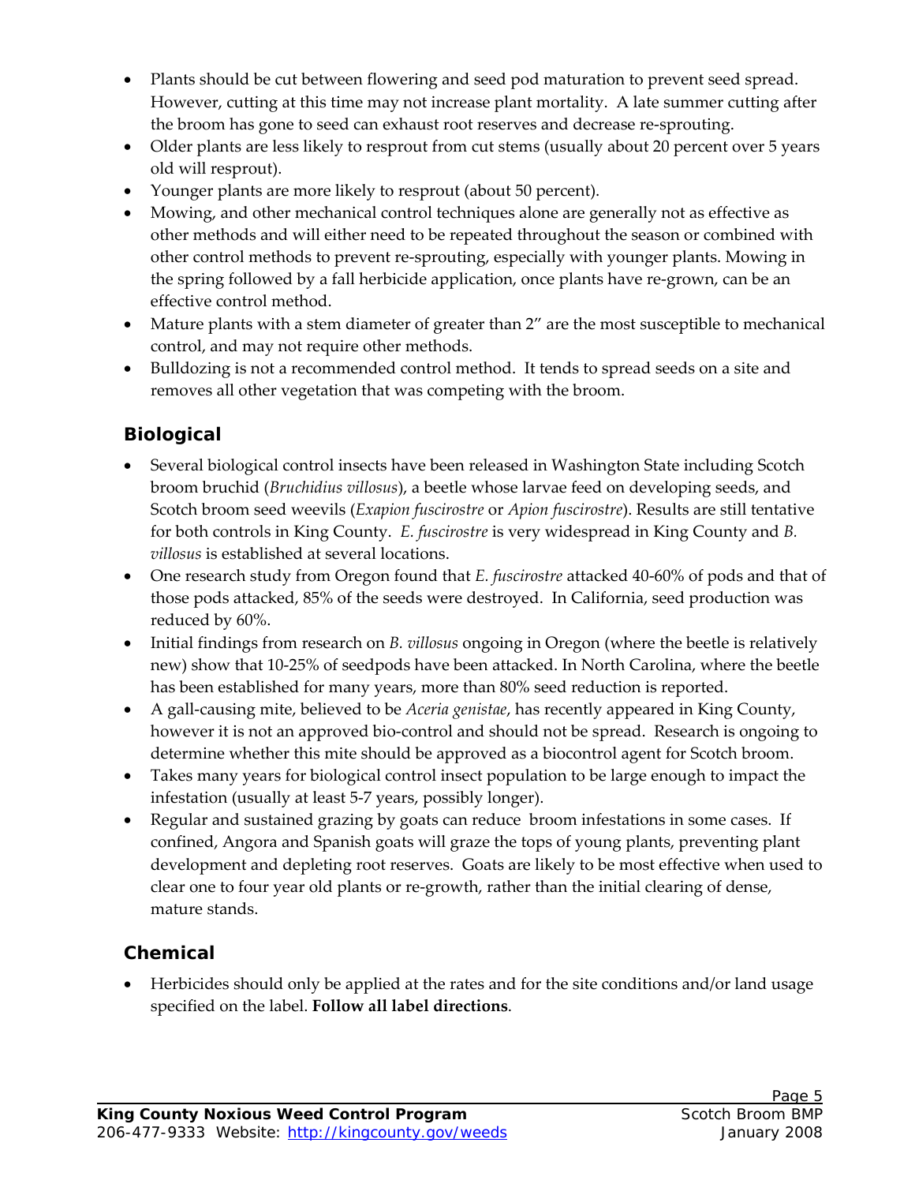- Plants should be cut between flowering and seed pod maturation to prevent seed spread. However, cutting at this time may not increase plant mortality. A late summer cutting after the broom has gone to seed can exhaust root reserves and decrease re-sprouting.
- Older plants are less likely to resprout from cut stems (usually about 20 percent over 5 years old will resprout).
- Younger plants are more likely to resprout (about 50 percent).
- Mowing, and other mechanical control techniques alone are generally not as effective as other methods and will either need to be repeated throughout the season or combined with other control methods to prevent re-sprouting, especially with younger plants. Mowing in the spring followed by a fall herbicide application, once plants have re-grown, can be an effective control method.
- Mature plants with a stem diameter of greater than 2" are the most susceptible to mechanical control, and may not require other methods.
- Bulldozing is not a recommended control method. It tends to spread seeds on a site and removes all other vegetation that was competing with the broom.

## Biological

- Several biological control insects have been released in Washington State including Scotch broom bruchid (*Bruchidius villosus*), a beetle whose larvae feed on developing seeds, and Scotch broom seed weevils (*Exapion fuscirostre* or *Apion fuscirostre*). Results are still tentative for both controls in King County. *E. fuscirostre* is very widespread in King County and *B. villosus* is established at several locations.
- One research study from Oregon found that *E. fuscirostre* attacked 40-60% of pods and that of those pods attacked, 85% of the seeds were destroyed. In California, seed production was reduced by 60%.
- Initial findings from research on *B. villosus* ongoing in Oregon (where the beetle is relatively new) show that 10-25% of seedpods have been attacked. In North Carolina, where the beetle has been established for many years, more than 80% seed reduction is reported.
- A gall-causing mite, believed to be *Aceria genistae*, has recently appeared in King County, however it is not an approved bio-control and should not be spread. Research is ongoing to determine whether this mite should be approved as a biocontrol agent for Scotch broom.
- Takes many years for biological control insect population to be large enough to impact the infestation (usually at least 5-7 years, possibly longer).
- Regular and sustained grazing by goats can reduce broom infestations in some cases. If confined, Angora and Spanish goats will graze the tops of young plants, preventing plant development and depleting root reserves. Goats are likely to be most effective when used to clear one to four year old plants or re-growth, rather than the initial clearing of dense, mature stands.

## Chemical

- Herbicides should only be applied at the rates and for the site conditions and/or land usage specified on the label. **Follow all label directions**.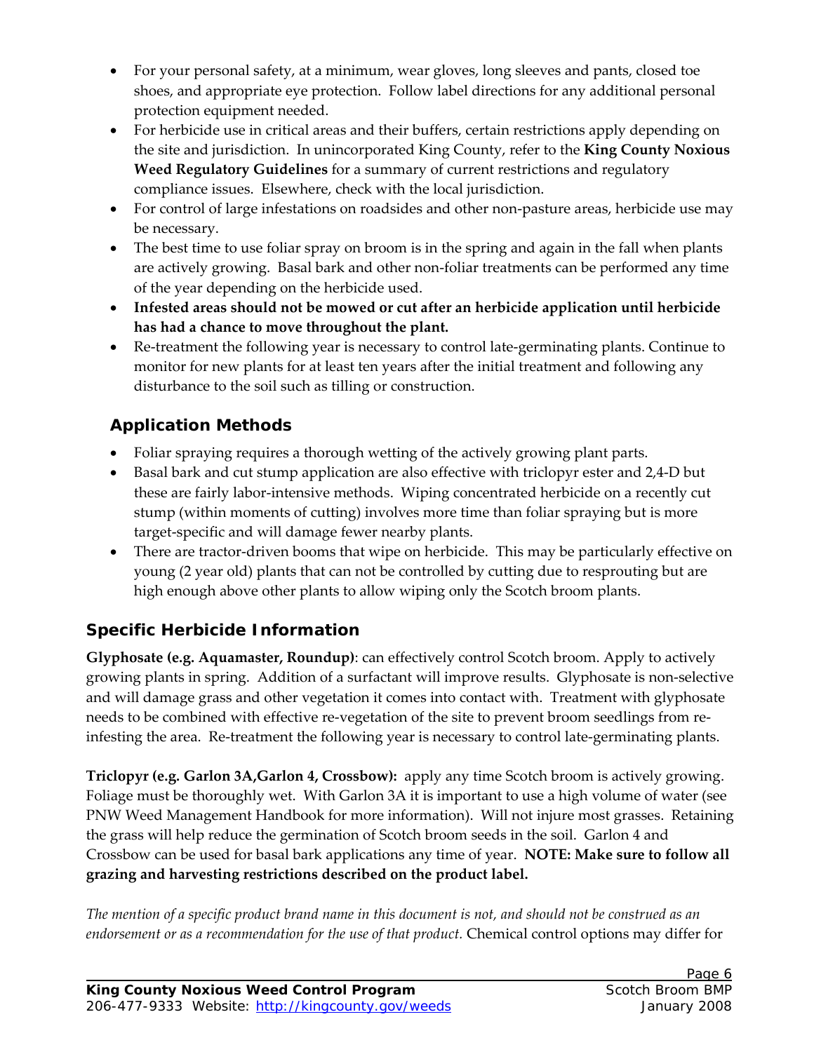- For your personal safety, at a minimum, wear gloves, long sleeves and pants, closed toe shoes, and appropriate eye protection. Follow label directions for any additional personal protection equipment needed.
- For herbicide use in critical areas and their buffers, certain restrictions apply depending on the site and jurisdiction. In unincorporated King County, refer to the **King County Noxious Weed Regulatory Guidelines** for a summary of current restrictions and regulatory compliance issues. Elsewhere, check with the local jurisdiction.
- For control of large infestations on roadsides and other non-pasture areas, herbicide use may be necessary.
- The best time to use foliar spray on broom is in the spring and again in the fall when plants are actively growing. Basal bark and other non-foliar treatments can be performed any time of the year depending on the herbicide used.
- **Infested areas should not be mowed or cut after an herbicide application until herbicide has had a chance to move throughout the plant.**
- Re-treatment the following year is necessary to control late-germinating plants. Continue to monitor for new plants for at least ten years after the initial treatment and following any disturbance to the soil such as tilling or construction.

### Application Methods

- Foliar spraying requires a thorough wetting of the actively growing plant parts.
- Basal bark and cut stump application are also effective with triclopyr ester and 2,4-D but these are fairly labor-intensive methods. Wiping concentrated herbicide on a recently cut stump (within moments of cutting) involves more time than foliar spraying but is more target-specific and will damage fewer nearby plants.
- There are tractor-driven booms that wipe on herbicide. This may be particularly effective on young (2 year old) plants that can not be controlled by cutting due to resprouting but are high enough above other plants to allow wiping only the Scotch broom plants.

## Specific Herbicide Information

**Glyphosate (e.g. Aquamaster, Roundup)**: can effectively control Scotch broom. Apply to actively growing plants in spring. Addition of a surfactant will improve results. Glyphosate is non-selective and will damage grass and other vegetation it comes into contact with. Treatment with glyphosate needs to be combined with effective re-vegetation of the site to prevent broom seedlings from re-infesting the area. Re-treatment the following year is necessary to control late-germinating plants.

**Triclopyr (e.g. Garlon 3A,Garlon 4, Crossbow):** apply any time Scotch broom is actively growing. Foliage must be thoroughly wet. With Garlon 3A it is important to use a high volume of water (see PNW Weed Management Handbook for more information). Will not injure most grasses. Retaining the grass will help reduce the germination of Scotch broom seeds in the soil. Garlon 4 and Crossbow can be used for basal bark applications any time of year. **NOTE: Make sure to follow all grazing and harvesting restrictions described on the product label.**

*The mention of a specific product brand name in this document is not, and should not be construed as an endorsement or as a recommendation for the use of that product.* Chemical control options may differ for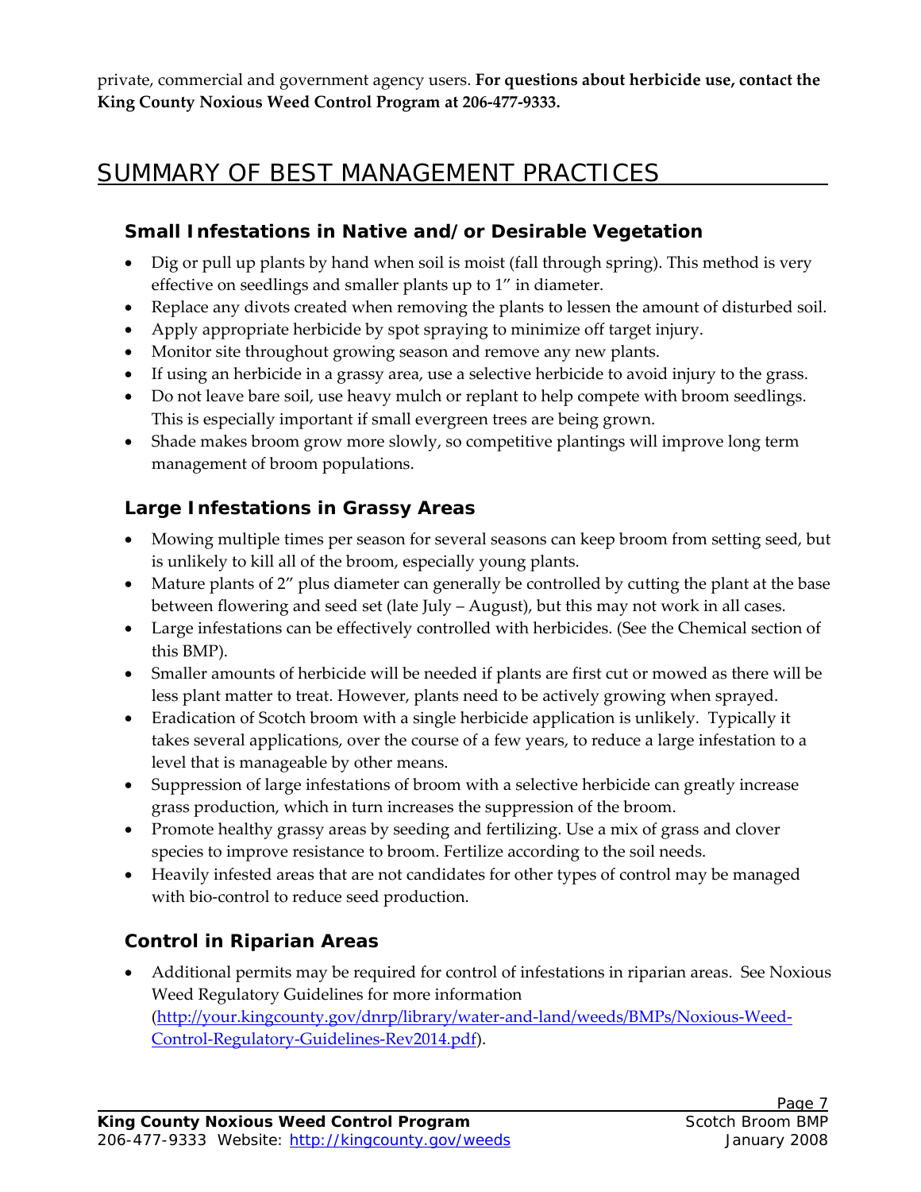private, commercial and government agency users. **For questions about herbicide use, contact the King County Noxious Weed Control Program at 206-477-9333.**

# SUMMARY OF BEST MANAGEMENT PRACTICES

## Small Infestations in Native and/or Desirable Vegetation

- Dig or pull up plants by hand when soil is moist (fall through spring). This method is very effective on seedlings and smaller plants up to 1" in diameter.
- Replace any divots created when removing the plants to lessen the amount of disturbed soil.
- Apply appropriate herbicide by spot spraying to minimize off target injury.
- Monitor site throughout growing season and remove any new plants.
- If using an herbicide in a grassy area, use a selective herbicide to avoid injury to the grass.
- Do not leave bare soil, use heavy mulch or replant to help compete with broom seedlings. This is especially important if small evergreen trees are being grown.
- Shade makes broom grow more slowly, so competitive plantings will improve long term management of broom populations.

## Large Infestations in Grassy Areas

- Mowing multiple times per season for several seasons can keep broom from setting seed, but is unlikely to kill all of the broom, especially young plants.
- Mature plants of 2" plus diameter can generally be controlled by cutting the plant at the base between flowering and seed set (late July – August), but this may not work in all cases.
- Large infestations can be effectively controlled with herbicides. (See the Chemical section of this BMP).
- Smaller amounts of herbicide will be needed if plants are first cut or mowed as there will be less plant matter to treat. However, plants need to be actively growing when sprayed.
- Eradication of Scotch broom with a single herbicide application is unlikely. Typically it takes several applications, over the course of a few years, to reduce a large infestation to a level that is manageable by other means.
- Suppression of large infestations of broom with a selective herbicide can greatly increase grass production, which in turn increases the suppression of the broom.
- Promote healthy grassy areas by seeding and fertilizing. Use a mix of grass and clover species to improve resistance to broom. Fertilize according to the soil needs.
- Heavily infested areas that are not candidates for other types of control may be managed with bio-control to reduce seed production.

## Control in Riparian Areas

- Additional permits may be required for control of infestations in riparian areas. See Noxious Weed Regulatory Guidelines for more information (http://your.kingcounty.gov/dnrp/library/water-and-land/weeds/BMPs/Noxious-Weed-Control-Regulatory-Guidelines-Rev2014.pdf).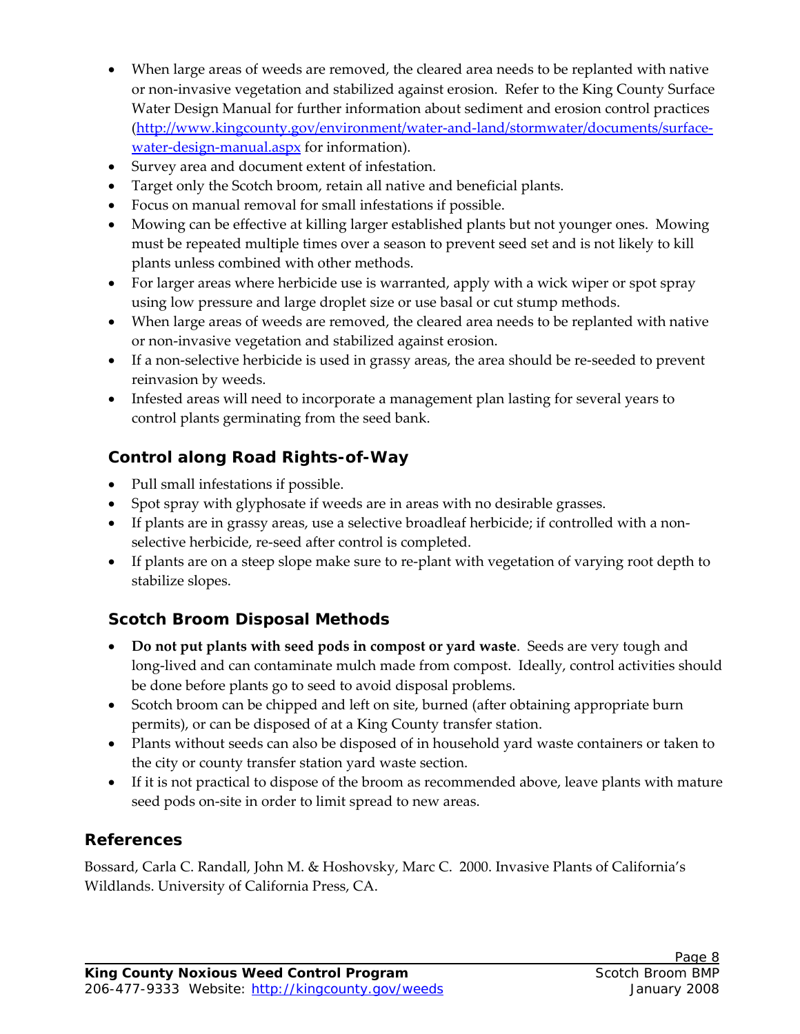- When large areas of weeds are removed, the cleared area needs to be replanted with native or non-invasive vegetation and stabilized against erosion. Refer to the King County Surface Water Design Manual for further information about sediment and erosion control practices ([http://www.kingcounty.gov/environment/water-and-land/stormwater/documents/surface-water-design-manual.aspx](http://www.kingcounty.gov/environment/water-and-land/stormwater/documents/surface-water-design-manual.aspx) for information).
- Survey area and document extent of infestation.
- Target only the Scotch broom, retain all native and beneficial plants.
- Focus on manual removal for small infestations if possible.
- Mowing can be effective at killing larger established plants but not younger ones. Mowing must be repeated multiple times over a season to prevent seed set and is not likely to kill plants unless combined with other methods.
- For larger areas where herbicide use is warranted, apply with a wick wiper or spot spray using low pressure and large droplet size or use basal or cut stump methods.
- When large areas of weeds are removed, the cleared area needs to be replanted with native or non-invasive vegetation and stabilized against erosion.
- If a non-selective herbicide is used in grassy areas, the area should be re-seeded to prevent reinvasion by weeds.
- Infested areas will need to incorporate a management plan lasting for several years to control plants germinating from the seed bank.

### Control along Road Rights-of-Way

- Pull small infestations if possible.
- Spot spray with glyphosate if weeds are in areas with no desirable grasses.
- If plants are in grassy areas, use a selective broadleaf herbicide; if controlled with a non-selective herbicide, re-seed after control is completed.
- If plants are on a steep slope make sure to re-plant with vegetation of varying root depth to stabilize slopes.

### Scotch Broom Disposal Methods

- **Do not put plants with seed pods in compost or yard waste**. Seeds are very tough and long-lived and can contaminate mulch made from compost. Ideally, control activities should be done before plants go to seed to avoid disposal problems.
- Scotch broom can be chipped and left on site, burned (after obtaining appropriate burn permits), or can be disposed of at a King County transfer station.
- Plants without seeds can also be disposed of in household yard waste containers or taken to the city or county transfer station yard waste section.
- If it is not practical to dispose of the broom as recommended above, leave plants with mature seed pods on-site in order to limit spread to new areas.

## References

Bossard, Carla C. Randall, John M. & Hoshovsky, Marc C. 2000. Invasive Plants of California's Wildlands. University of California Press, CA.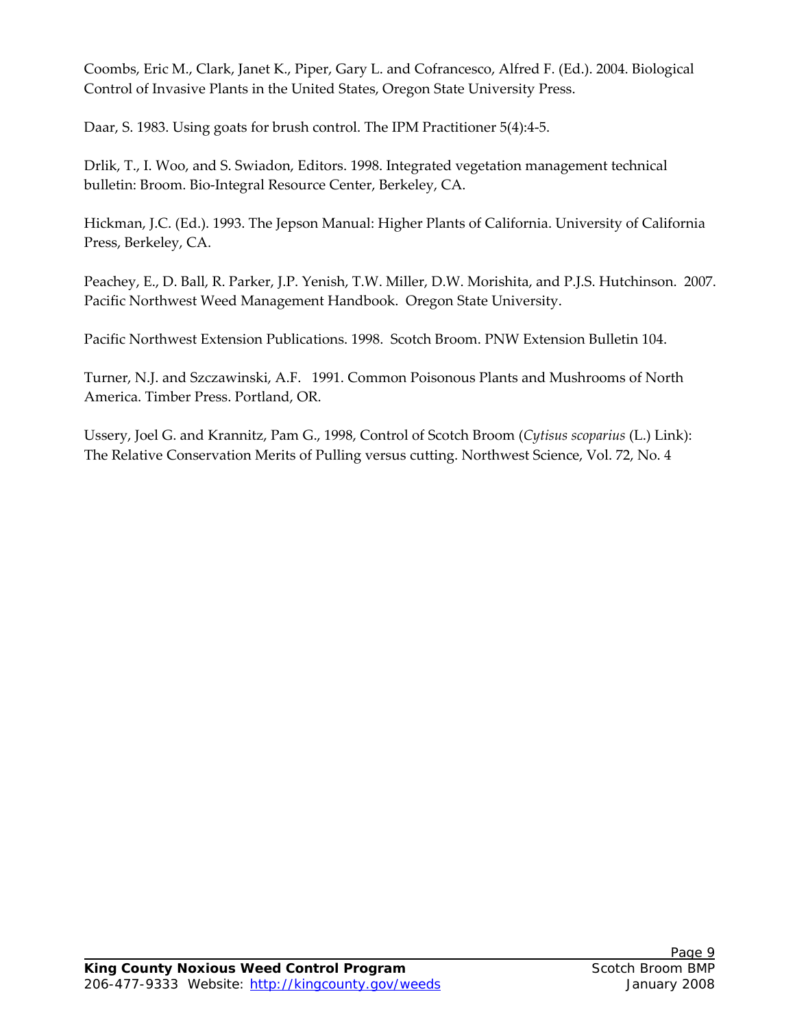Coombs, Eric M., Clark, Janet K., Piper, Gary L. and Cofrancesco, Alfred F. (Ed.). 2004. Biological Control of Invasive Plants in the United States, Oregon State University Press.

Daar, S. 1983. Using goats for brush control. The IPM Practitioner 5(4):4-5.

Drlik, T., I. Woo, and S. Swiadon, Editors. 1998. Integrated vegetation management technical bulletin: Broom. Bio-Integral Resource Center, Berkeley, CA.

Hickman, J.C. (Ed.). 1993. The Jepson Manual: Higher Plants of California. University of California Press, Berkeley, CA.

Peachey, E., D. Ball, R. Parker, J.P. Yenish, T.W. Miller, D.W. Morishita, and P.J.S. Hutchinson. 2007. Pacific Northwest Weed Management Handbook. Oregon State University.

Pacific Northwest Extension Publications. 1998. Scotch Broom. PNW Extension Bulletin 104.

Turner, N.J. and Szczawinski, A.F. 1991. Common Poisonous Plants and Mushrooms of North America. Timber Press. Portland, OR.

Ussery, Joel G. and Krannitz, Pam G., 1998, Control of Scotch Broom (*Cytisus scoparius* (L.) Link): The Relative Conservation Merits of Pulling versus cutting. Northwest Science, Vol. 72, No. 4